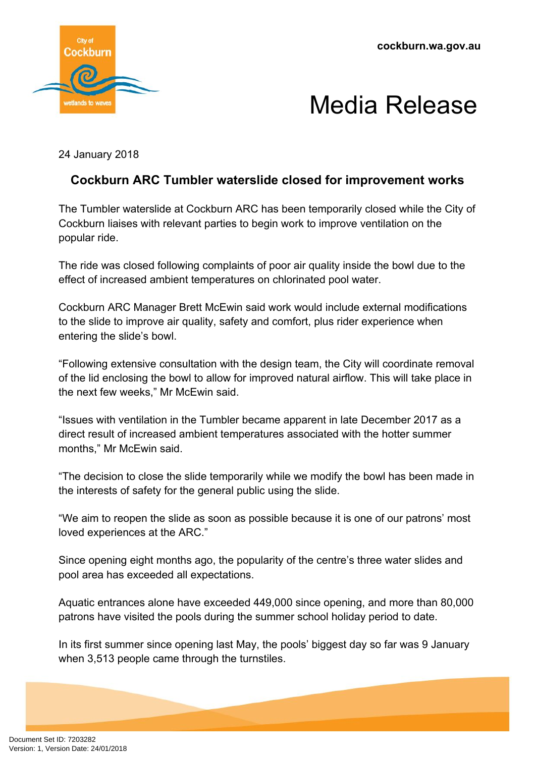cockburn.wa.gov.au

# Media Release

24 January 2018

## Cockburn ARC Tumbler waterslide closed for improvement works

The Tumbler waterslide at Cockburn ARC has been temporarily closed while the City of Cockburn liaises with relevant parties to begin work to improve ventilation on the popular ride.

The ride was closed following complaints of poor air quality inside the bowl due to the effect of increased ambient temperatures on chlorinated pool water.

Cockburn ARC Manager Brett McEwin said work would include external modifications to the slide to improve air quality, safety and comfort, plus rider experience when entering the slide's bowl.

"Following extensive consultation with the design team, the City will coordinate removal of the lid enclosing the bowl to allow for improved natural airflow. This will take place in the next few weeks," Mr McEwin said.

"Issues with ventilation in the Tumbler became apparent in late December 2017 as a direct result of increased ambient temperatures associated with the hotter summer months," Mr McEwin said.

"The decision to close the slide temporarily while we modify the bowl has been made in the interests of safety for the general public using the slide.

"We aim to reopen the slide as soon as possible because it is one of our patrons' most loved experiences at the ARC."

Since opening eight months ago, the popularity of the centre's three water slides and pool area has exceeded all expectations.

Aquatic entrances alone have exceeded 449,000 since opening, and more than 80,000 patrons have visited the pools during the summer school holiday period to date.

In its first summer since opening last May, the pools' biggest day so far was 9 January when 3,513 people came through the turnstiles.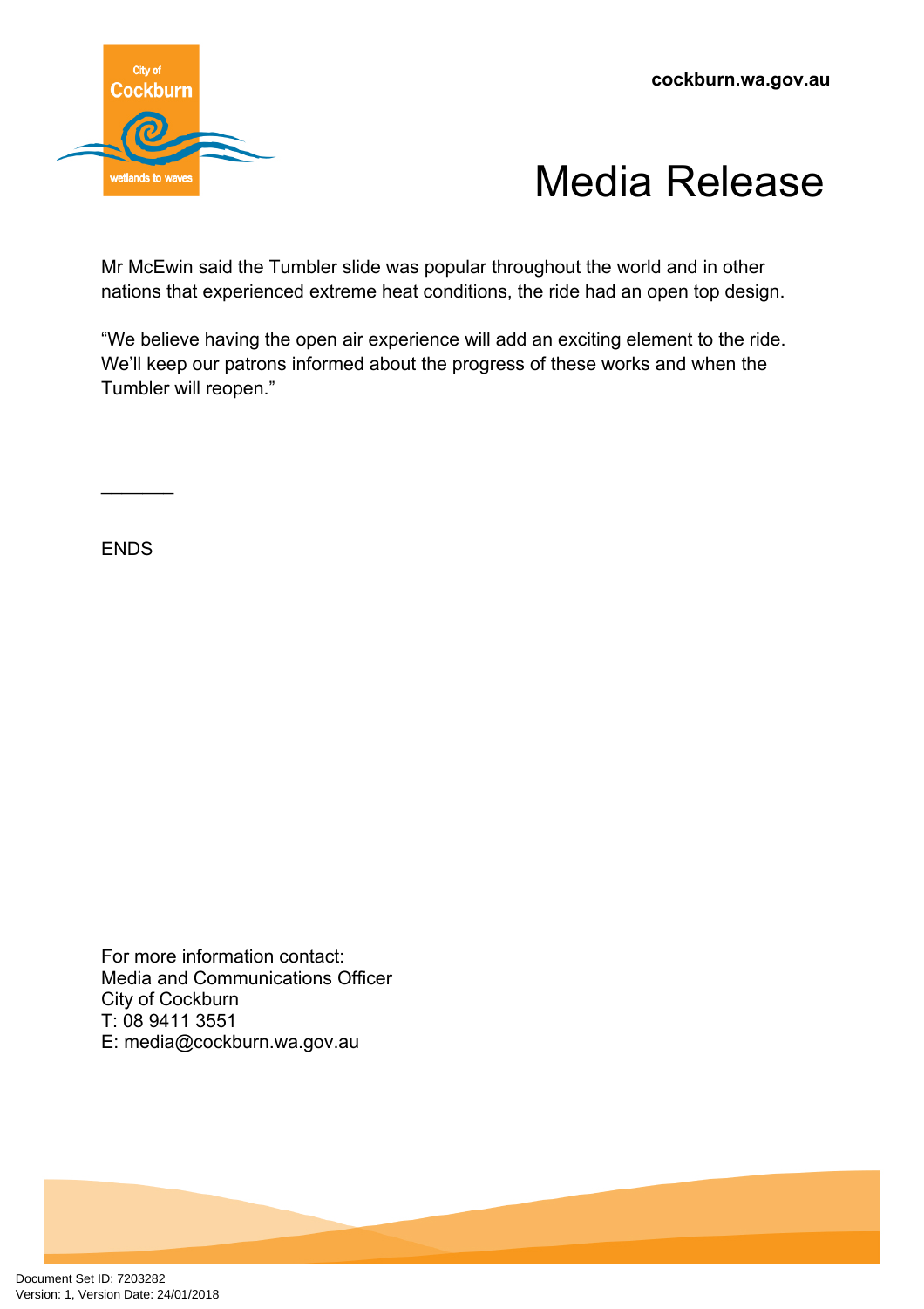Mr McEwin said the Tumbler slide was popular throughout the world and in other nations that experienced extreme heat conditions, the ride had an open top design.

“We believe having the open air experience will add an exciting element to the ride. We’ll keep our patrons informed about the progress of these works and when the Tumbler will reopen.”

_______

ENDS

For more information contact:
Media and Communications Officer
City of Cockburn
T: 08 9411 3551
E: media@cockburn.wa.gov.au

Document Set ID: 7203282
Version: 1, Version Date: 24/01/2018